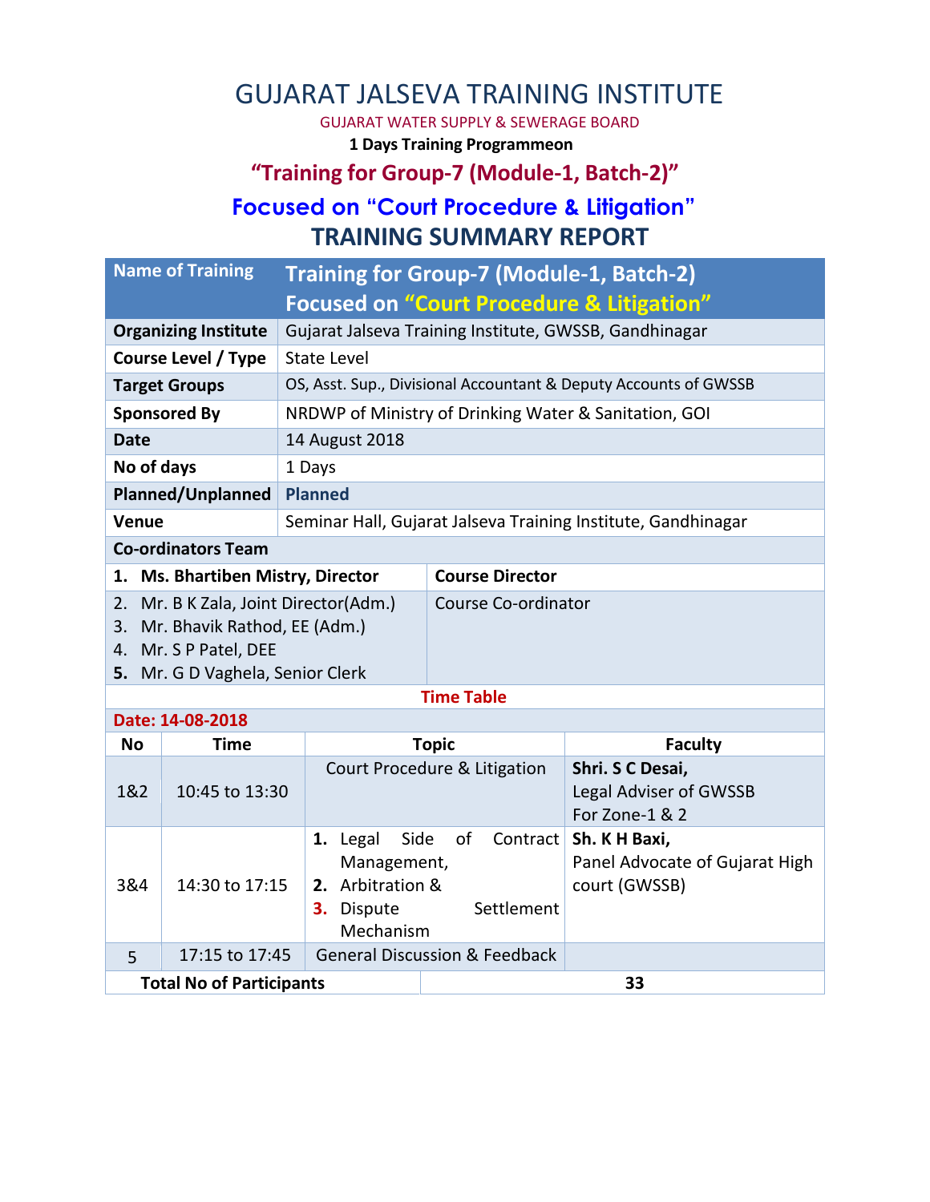# GUJARAT JALSEVA TRAINING INSTITUTE

GUJARAT WATER SUPPLY & SEWERAGE BOARD

**1 Days Training Programmeon**

## "Training for Group-7 (Module-1, Batch-2)"

## Focused on "Court Procedure & Litigation"

# TRAINING SUMMARY REPORT

| | |
|---|---|
| **Name of Training** | **Training for Group-7 (Module-1, Batch-2) Focused on "Court Procedure & Litigation"** |
| **Organizing Institute** | Gujarat Jalseva Training Institute, GWSSB, Gandhinagar |
| **Course Level / Type** | State Level |
| **Target Groups** | OS, Asst. Sup., Divisional Accountant & Deputy Accounts of GWSSB |
| **Sponsored By** | NRDWP of Ministry of Drinking Water & Sanitation, GOI |
| **Date** | 14 August 2018 |
| **No of days** | 1 Days |
| **Planned/Unplanned** | **Planned** |
| **Venue** | Seminar Hall, Gujarat Jalseva Training Institute, Gandhinagar |

**Co-ordinators Team**

| | |
|---|---|
| 1. **Ms. Bhartiben Mistry, Director** | **Course Director** |
| 2. Mr. B K Zala, Joint Director(Adm.)<br>3. Mr. Bhavik Rathod, EE (Adm.)<br>4. Mr. S P Patel, DEE<br>5. Mr. G D Vaghela, Senior Clerk | Course Co-ordinator |

**Time Table**

**Date: 14-08-2018**

| No | Time | Topic | Faculty |
|---|---|---|---|
| 1&2 | 10:45 to 13:30 | Court Procedure & Litigation | **Shri. S C Desai,** Legal Adviser of GWSSB For Zone-1 & 2 |
| 3&4 | 14:30 to 17:15 | 1. Legal Side of Contract Management,<br>2. Arbitration &<br>3. Dispute Settlement Mechanism | **Sh. K H Baxi,** Panel Advocate of Gujarat High court (GWSSB) |
| 5 | 17:15 to 17:45 | General Discussion & Feedback | |

| | |
|---|---|
| **Total No of Participants** | **33** |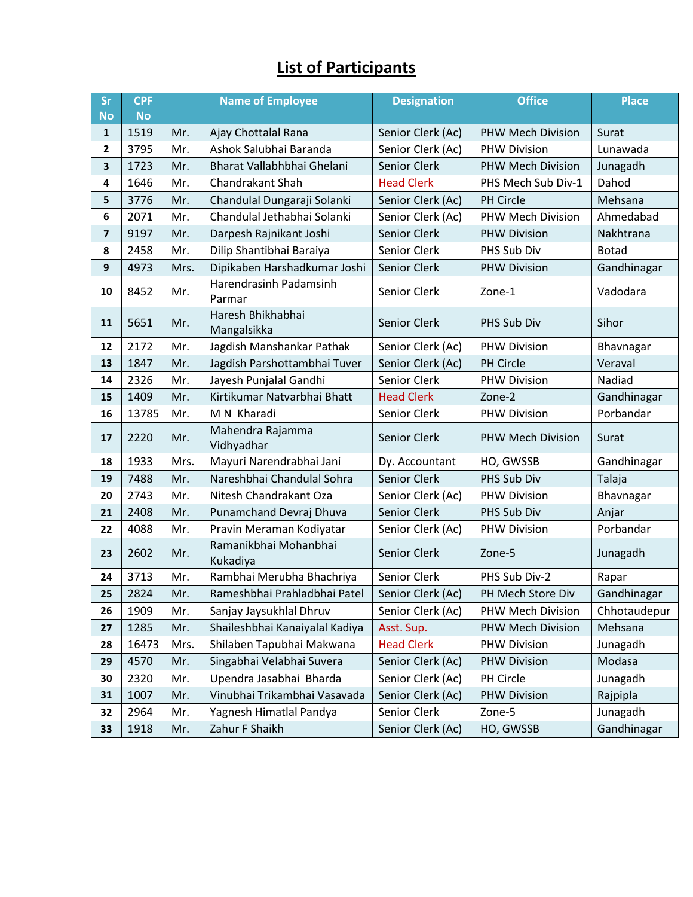# List of Participants

| Sr No | CPF No | Name of Employee | | Designation | Office | Place |
|---|---|---|---|---|---|---|
| 1 | 1519 | Mr. | Ajay Chottalal Rana | Senior Clerk (Ac) | PHW Mech Division | Surat |
| 2 | 3795 | Mr. | Ashok Salubhai Baranda | Senior Clerk (Ac) | PHW Division | Lunawada |
| 3 | 1723 | Mr. | Bharat Vallabhbhai Ghelani | Senior Clerk | PHW Mech Division | Junagadh |
| 4 | 1646 | Mr. | Chandrakant Shah | Head Clerk | PHS Mech Sub Div-1 | Dahod |
| 5 | 3776 | Mr. | Chandulal Dungaraji Solanki | Senior Clerk (Ac) | PH Circle | Mehsana |
| 6 | 2071 | Mr. | Chandulal Jethabhai Solanki | Senior Clerk (Ac) | PHW Mech Division | Ahmedabad |
| 7 | 9197 | Mr. | Darpesh Rajnikant Joshi | Senior Clerk | PHW Division | Nakhtrana |
| 8 | 2458 | Mr. | Dilip Shantibhai Baraiya | Senior Clerk | PHS Sub Div | Botad |
| 9 | 4973 | Mrs. | Dipikaben Harshadkumar Joshi | Senior Clerk | PHW Division | Gandhinagar |
| 10 | 8452 | Mr. | Harendrasinh Padamsinh Parmar | Senior Clerk | Zone-1 | Vadodara |
| 11 | 5651 | Mr. | Haresh Bhikhabhai Mangalsikka | Senior Clerk | PHS Sub Div | Sihor |
| 12 | 2172 | Mr. | Jagdish Manshankar Pathak | Senior Clerk (Ac) | PHW Division | Bhavnagar |
| 13 | 1847 | Mr. | Jagdish Parshottambhai Tuver | Senior Clerk (Ac) | PH Circle | Veraval |
| 14 | 2326 | Mr. | Jayesh Punjalal Gandhi | Senior Clerk | PHW Division | Nadiad |
| 15 | 1409 | Mr. | Kirtikumar Natvarbhai Bhatt | Head Clerk | Zone-2 | Gandhinagar |
| 16 | 13785 | Mr. | M N Kharadi | Senior Clerk | PHW Division | Porbandar |
| 17 | 2220 | Mr. | Mahendra Rajamma Vidhyadhar | Senior Clerk | PHW Mech Division | Surat |
| 18 | 1933 | Mrs. | Mayuri Narendrabhai Jani | Dy. Accountant | HO, GWSSB | Gandhinagar |
| 19 | 7488 | Mr. | Nareshbhai Chandulal Sohra | Senior Clerk | PHS Sub Div | Talaja |
| 20 | 2743 | Mr. | Nitesh Chandrakant Oza | Senior Clerk (Ac) | PHW Division | Bhavnagar |
| 21 | 2408 | Mr. | Punamchand Devraj Dhuva | Senior Clerk | PHS Sub Div | Anjar |
| 22 | 4088 | Mr. | Pravin Meraman Kodiyatar | Senior Clerk (Ac) | PHW Division | Porbandar |
| 23 | 2602 | Mr. | Ramanikbhai Mohanbhai Kukadiya | Senior Clerk | Zone-5 | Junagadh |
| 24 | 3713 | Mr. | Rambhai Merubha Bhachriya | Senior Clerk | PHS Sub Div-2 | Rapar |
| 25 | 2824 | Mr. | Rameshbhai Prahladbhai Patel | Senior Clerk (Ac) | PH Mech Store Div | Gandhinagar |
| 26 | 1909 | Mr. | Sanjay Jaysukhlal Dhruv | Senior Clerk (Ac) | PHW Mech Division | Chhotaudepur |
| 27 | 1285 | Mr. | Shaileshbhai Kanaiyalal Kadiya | Asst. Sup. | PHW Mech Division | Mehsana |
| 28 | 16473 | Mrs. | Shilaben Tapubhai Makwana | Head Clerk | PHW Division | Junagadh |
| 29 | 4570 | Mr. | Singabhai Velabhai Suvera | Senior Clerk (Ac) | PHW Division | Modasa |
| 30 | 2320 | Mr. | Upendra Jasabhai Bharda | Senior Clerk (Ac) | PH Circle | Junagadh |
| 31 | 1007 | Mr. | Vinubhai Trikambhai Vasavada | Senior Clerk (Ac) | PHW Division | Rajpipla |
| 32 | 2964 | Mr. | Yagnesh Himatlal Pandya | Senior Clerk | Zone-5 | Junagadh |
| 33 | 1918 | Mr. | Zahur F Shaikh | Senior Clerk (Ac) | HO, GWSSB | Gandhinagar |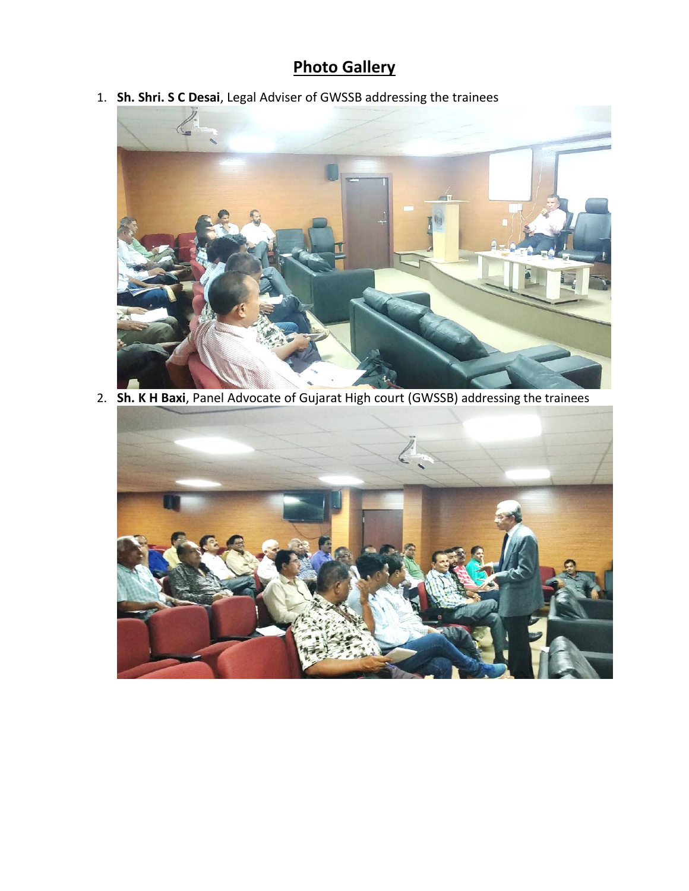# Photo Gallery

1. **Sh. Shri. S C Desai**, Legal Adviser of GWSSB addressing the trainees

2. **Sh. K H Baxi**, Panel Advocate of Gujarat High court (GWSSB) addressing the trainees